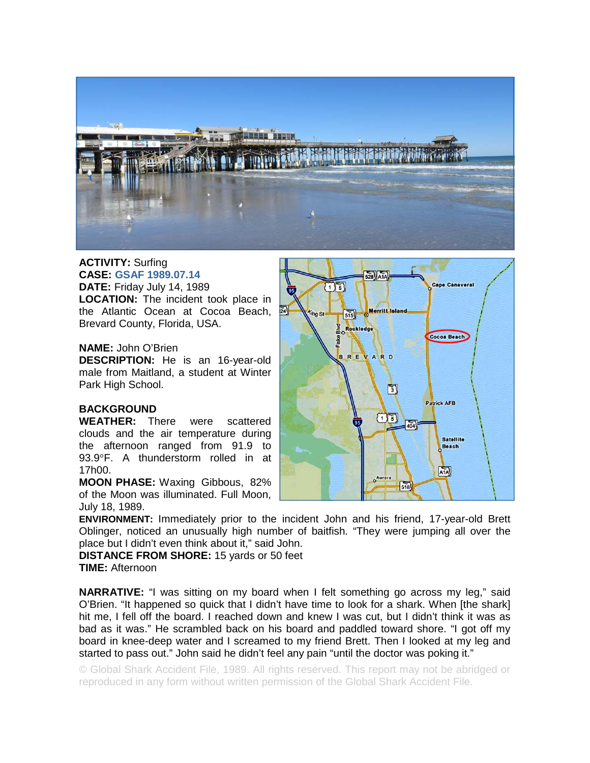**ACTIVITY:** Surfing
**CASE:** GSAF 1989.07.14
**DATE:** Friday July 14, 1989
**LOCATION:** The incident took place in the Atlantic Ocean at Cocoa Beach, Brevard County, Florida, USA.

**NAME:** John O'Brien
**DESCRIPTION:** He is an 16-year-old male from Maitland, a student at Winter Park High School.

**BACKGROUND**
**WEATHER:** There were scattered clouds and the air temperature during the afternoon ranged from 91.9 to 93.9°F. A thunderstorm rolled in at 17h00.
**MOON PHASE:** Waxing Gibbous, 82% of the Moon was illuminated. Full Moon, July 18, 1989.
**ENVIRONMENT:** Immediately prior to the incident John and his friend, 17-year-old Brett Oblinger, noticed an unusually high number of baitfish. "They were jumping all over the place but I didn't even think about it," said John.
**DISTANCE FROM SHORE:** 15 yards or 50 feet
**TIME:** Afternoon

**NARRATIVE:** "I was sitting on my board when I felt something go across my leg," said O'Brien. "It happened so quick that I didn't have time to look for a shark. When [the shark] hit me, I fell off the board. I reached down and knew I was cut, but I didn't think it was as bad as it was." He scrambled back on his board and paddled toward shore. "I got off my board in knee-deep water and I screamed to my friend Brett. Then I looked at my leg and started to pass out." John said he didn't feel any pain "until the doctor was poking it."

© Global Shark Accident File, 1989. All rights reserved. This report may not be abridged or reproduced in any form without written permission of the Global Shark Accident File.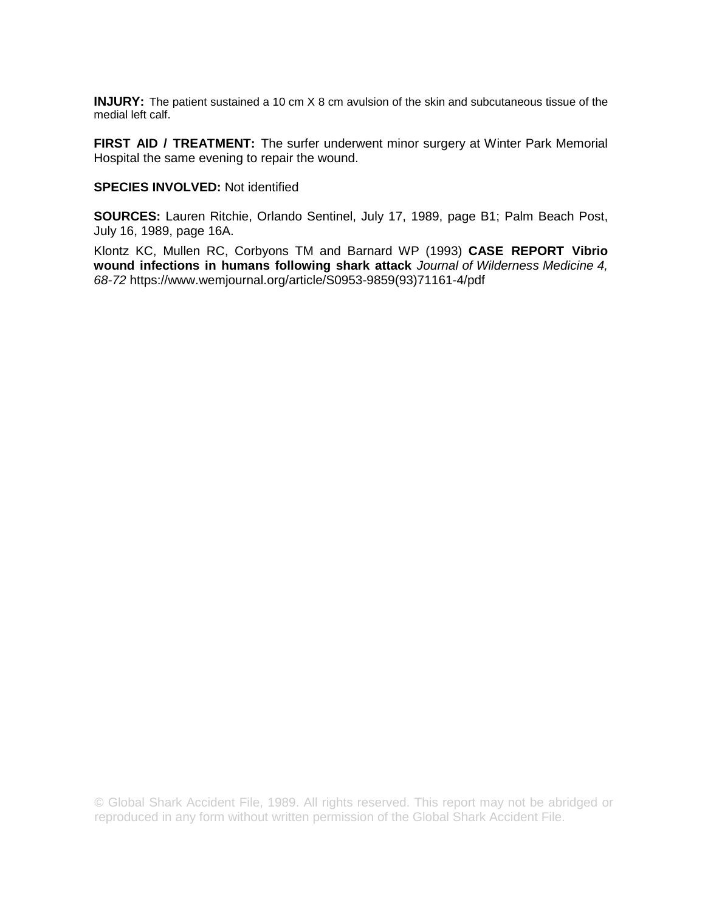**INJURY:** The patient sustained a 10 cm X 8 cm avulsion of the skin and subcutaneous tissue of the medial left calf.

**FIRST AID / TREATMENT:** The surfer underwent minor surgery at Winter Park Memorial Hospital the same evening to repair the wound.

**SPECIES INVOLVED:** Not identified

**SOURCES:** Lauren Ritchie, Orlando Sentinel, July 17, 1989, page B1; Palm Beach Post, July 16, 1989, page 16A.

Klontz KC, Mullen RC, Corbyons TM and Barnard WP (1993) **CASE REPORT Vibrio wound infections in humans following shark attack** *Journal of Wilderness Medicine 4, 68-72* https://www.wemjournal.org/article/S0953-9859(93)71161-4/pdf

© Global Shark Accident File, 1989. All rights reserved. This report may not be abridged or reproduced in any form without written permission of the Global Shark Accident File.